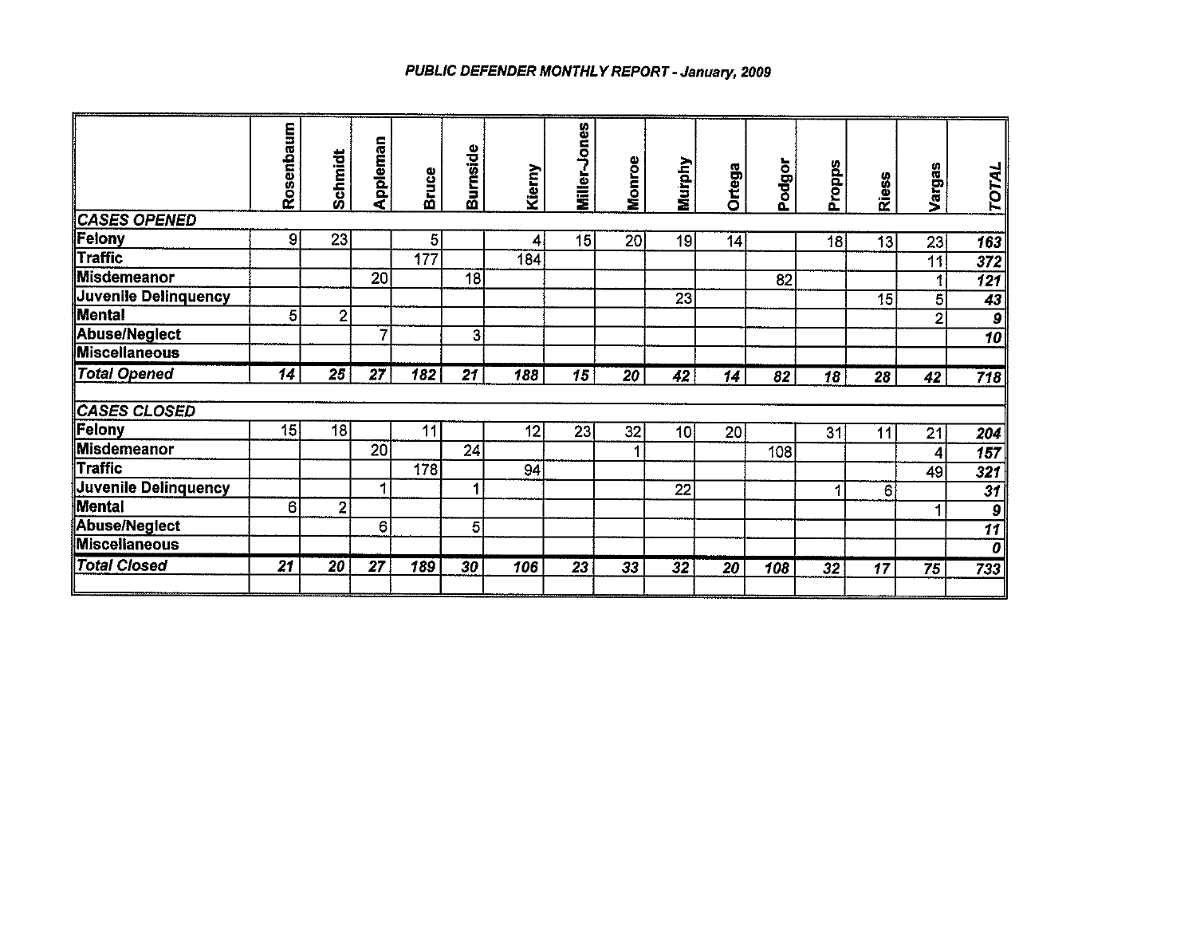## *PUBLIC DEFENDER MONTHLY REPORT - January, 2009*

| | Rosenbaum | Schmidt | Appleman | Bruce | Burnside | Kierny | Miller-Jones | Monroe | Murphy | Ortega | Podgor | Propps | Riess | Vargas | *TOTAL* |
|---|---|---|---|---|---|---|---|---|---|---|---|---|---|---|---|
| ***CASES OPENED*** | | | | | | | | | | | | | | | |
| **Felony** | 9 | 23 | | 5 | | 4 | 15 | 20 | 19 | 14 | | 18 | 13 | 23 | ***163*** |
| **Traffic** | | | | 177 | | 184 | | | | | | | | 11 | ***372*** |
| **Misdemeanor** | | | 20 | | 18 | | | | | | 82 | | | 1 | ***121*** |
| **Juvenile Delinquency** | | | | | | | | | 23 | | | | 15 | 5 | ***43*** |
| **Mental** | 5 | 2 | | | | | | | | | | | | 2 | ***9*** |
| **Abuse/Neglect** | | | 7 | | 3 | | | | | | | | | | ***10*** |
| **Miscellaneous** | | | | | | | | | | | | | | | |
| ***Total Opened*** | ***14*** | ***25*** | ***27*** | ***182*** | ***21*** | ***188*** | ***15*** | ***20*** | ***42*** | ***14*** | ***82*** | ***18*** | ***28*** | ***42*** | ***718*** |
| | | | | | | | | | | | | | | | |
| ***CASES CLOSED*** | | | | | | | | | | | | | | | |
| **Felony** | 15 | 18 | | 11 | | 12 | 23 | 32 | 10 | 20 | | 31 | 11 | 21 | ***204*** |
| **Misdemeanor** | | | 20 | | 24 | | | 1 | | | 108 | | | 4 | ***157*** |
| **Traffic** | | | | 178 | | 94 | | | | | | | | 49 | ***321*** |
| **Juvenile Delinquency** | | | 1 | | 1 | | | | 22 | | | 1 | 6 | | ***31*** |
| **Mental** | 6 | 2 | | | | | | | | | | | | 1 | ***9*** |
| **Abuse/Neglect** | | | 6 | | 5 | | | | | | | | | | ***11*** |
| **Miscellaneous** | | | | | | | | | | | | | | | ***0*** |
| ***Total Closed*** | ***21*** | ***20*** | ***27*** | ***189*** | ***30*** | ***106*** | ***23*** | ***33*** | ***32*** | ***20*** | ***108*** | ***32*** | ***17*** | ***75*** | ***733*** |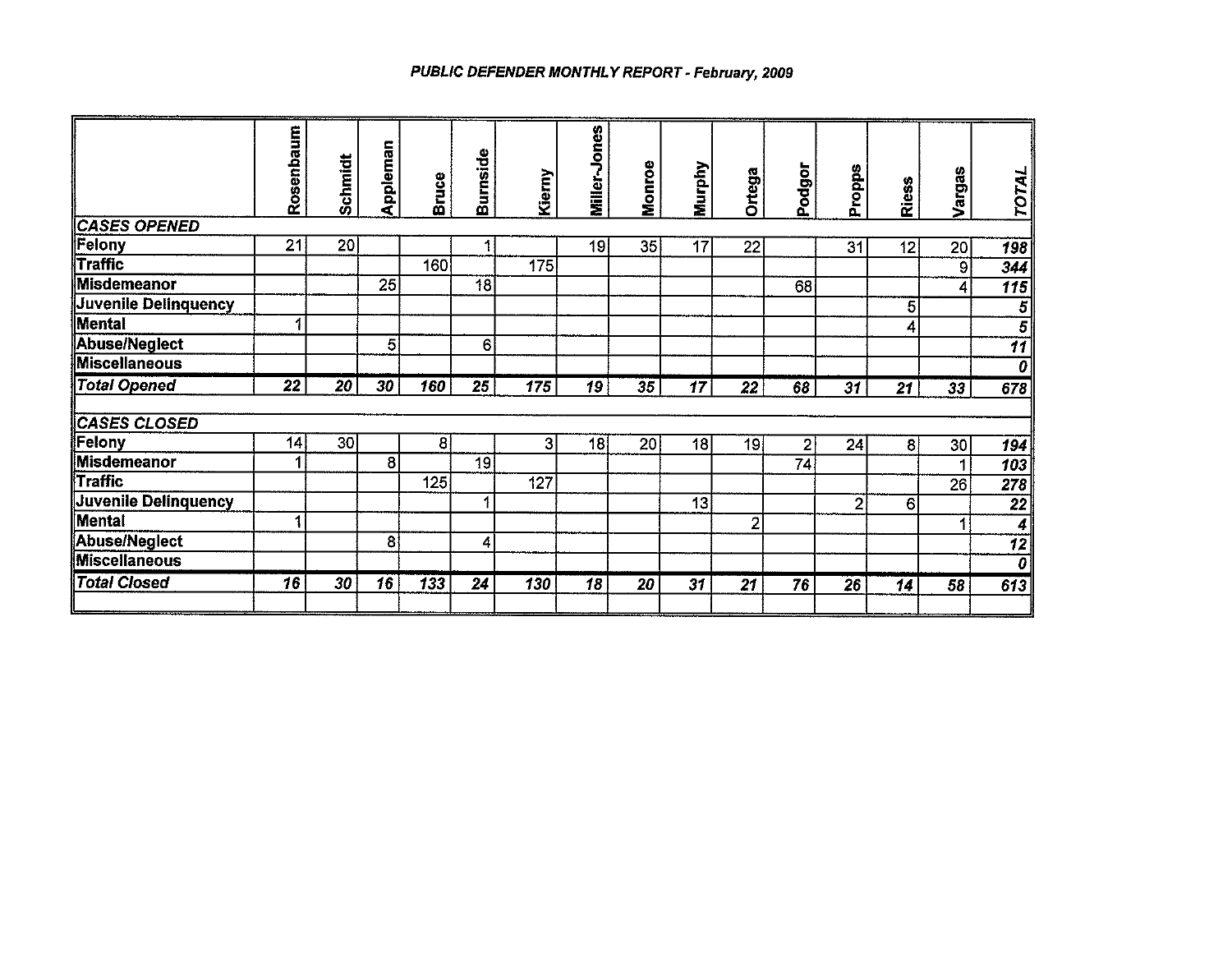# PUBLIC DEFENDER MONTHLY REPORT - February, 2009

| | Rosenbaum | Schmidt | Appleman | Bruce | Burnside | Kierny | Miller-Jones | Monroe | Murphy | Ortega | Podgor | Propps | Riess | Vargas | TOTAL |
|---|---|---|---|---|---|---|---|---|---|---|---|---|---|---|---|
| ***CASES OPENED*** | | | | | | | | | | | | | | | |
| **Felony** | 21 | 20 | | | 1 | | 19 | 35 | 17 | 22 | | 31 | 12 | 20 | ***198*** |
| **Traffic** | | | | 160 | | 175 | | | | | | | | 9 | ***344*** |
| **Misdemeanor** | | | 25 | | 18 | | | | | | 68 | | | 4 | ***115*** |
| **Juvenile Delinquency** | | | | | | | | | | | | | 5 | | ***5*** |
| **Mental** | 1 | | | | | | | | | | | | 4 | | ***5*** |
| **Abuse/Neglect** | | | 5 | | 6 | | | | | | | | | | ***11*** |
| **Miscellaneous** | | | | | | | | | | | | | | | ***0*** |
| ***Total Opened*** | ***22*** | ***20*** | ***30*** | ***160*** | ***25*** | ***175*** | ***19*** | ***35*** | ***17*** | ***22*** | ***68*** | ***31*** | ***21*** | ***33*** | ***678*** |
| | | | | | | | | | | | | | | | |
| ***CASES CLOSED*** | | | | | | | | | | | | | | | |
| **Felony** | 14 | 30 | | 8 | | 3 | 18 | 20 | 18 | 19 | 2 | 24 | 8 | 30 | ***194*** |
| **Misdemeanor** | 1 | | 8 | | 19 | | | | | | 74 | | | 1 | ***103*** |
| **Traffic** | | | | 125 | | 127 | | | | | | | | 26 | ***278*** |
| **Juvenile Delinquency** | | | | | 1 | | | | 13 | | | 2 | 6 | | ***22*** |
| **Mental** | 1 | | | | | | | | | 2 | | | | 1 | ***4*** |
| **Abuse/Neglect** | | | 8 | | 4 | | | | | | | | | | ***12*** |
| **Miscellaneous** | | | | | | | | | | | | | | | ***0*** |
| ***Total Closed*** | ***16*** | ***30*** | ***16*** | ***133*** | ***24*** | ***130*** | ***18*** | ***20*** | ***31*** | ***21*** | ***76*** | ***26*** | ***14*** | ***58*** | ***613*** |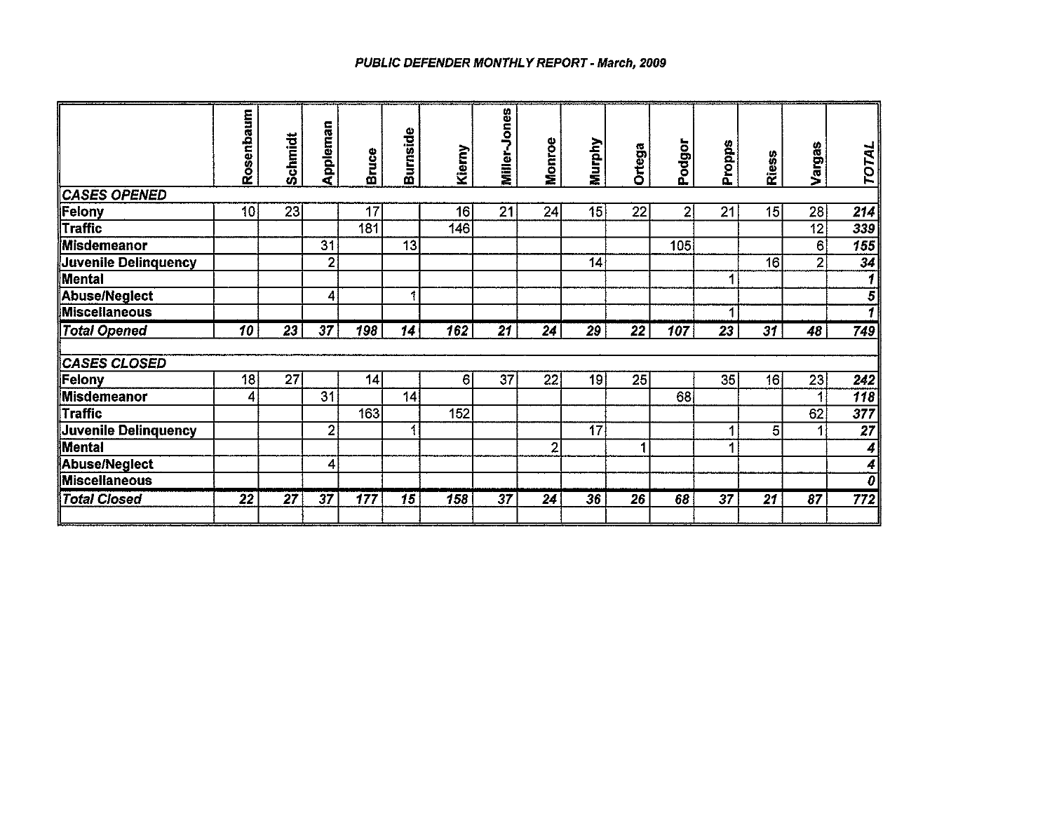### PUBLIC DEFENDER MONTHLY REPORT - March, 2009

| | Rosenbaum | Schmidt | Appleman | Bruce | Burnside | Kierny | Miller-Jones | Monroe | Murphy | Ortega | Podgor | Propps | Riess | Vargas | TOTAL |
|---|---|---|---|---|---|---|---|---|---|---|---|---|---|---|---|
| ***CASES OPENED*** | | | | | | | | | | | | | | | |
| **Felony** | 10 | 23 | | 17 | | 16 | 21 | 24 | 15 | 22 | 2 | 21 | 15 | 28 | ***214*** |
| **Traffic** | | | | 181 | | 146 | | | | | | | | 12 | ***339*** |
| **Misdemeanor** | | | 31 | | 13 | | | | | | 105 | | | 6 | ***155*** |
| **Juvenile Delinquency** | | | 2 | | | | | | 14 | | | | 16 | 2 | ***34*** |
| **Mental** | | | | | | | | | | | | 1 | | | ***1*** |
| **Abuse/Neglect** | | | 4 | | 1 | | | | | | | | | | ***5*** |
| **Miscellaneous** | | | | | | | | | | | | 1 | | | ***1*** |
| ***Total Opened*** | ***10*** | ***23*** | ***37*** | ***198*** | ***14*** | ***162*** | ***21*** | ***24*** | ***29*** | ***22*** | ***107*** | ***23*** | ***31*** | ***48*** | ***749*** |
| | | | | | | | | | | | | | | | |
| ***CASES CLOSED*** | | | | | | | | | | | | | | | |
| **Felony** | 18 | 27 | | 14 | | 6 | 37 | 22 | 19 | 25 | | 35 | 16 | 23 | ***242*** |
| **Misdemeanor** | 4 | | 31 | | 14 | | | | | | 68 | | | 1 | ***118*** |
| **Traffic** | | | | 163 | | 152 | | | | | | | | 62 | ***377*** |
| **Juvenile Delinquency** | | | 2 | | 1 | | | | 17 | | | 1 | 5 | 1 | ***27*** |
| **Mental** | | | | | | | | 2 | | 1 | | 1 | | | ***4*** |
| **Abuse/Neglect** | | | 4 | | | | | | | | | | | | ***4*** |
| **Miscellaneous** | | | | | | | | | | | | | | | ***0*** |
| ***Total Closed*** | ***22*** | ***27*** | ***37*** | ***177*** | ***15*** | ***158*** | ***37*** | ***24*** | ***36*** | ***26*** | ***68*** | ***37*** | ***21*** | ***87*** | ***772*** |